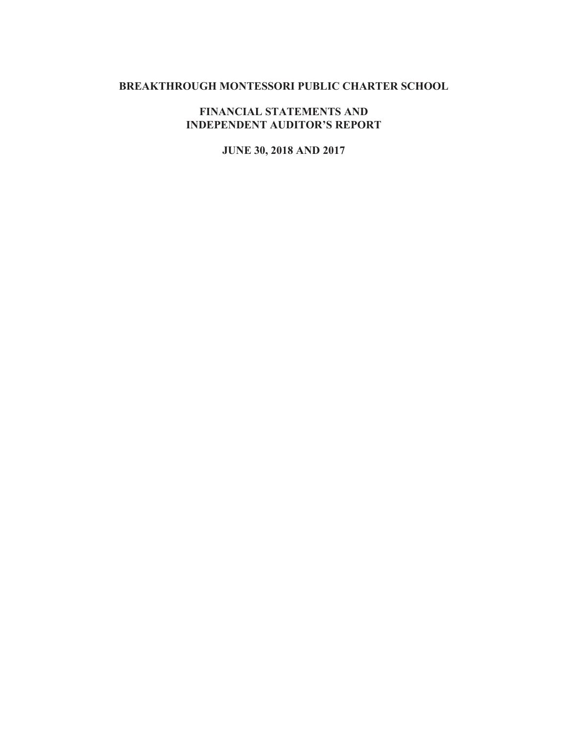# BREAKTHROUGH MONTESSORI PUBLIC CHARTER SCHOOL

## FINANCIAL STATEMENTS AND INDEPENDENT AUDITOR'S REPORT

## JUNE 30, 2018 AND 2017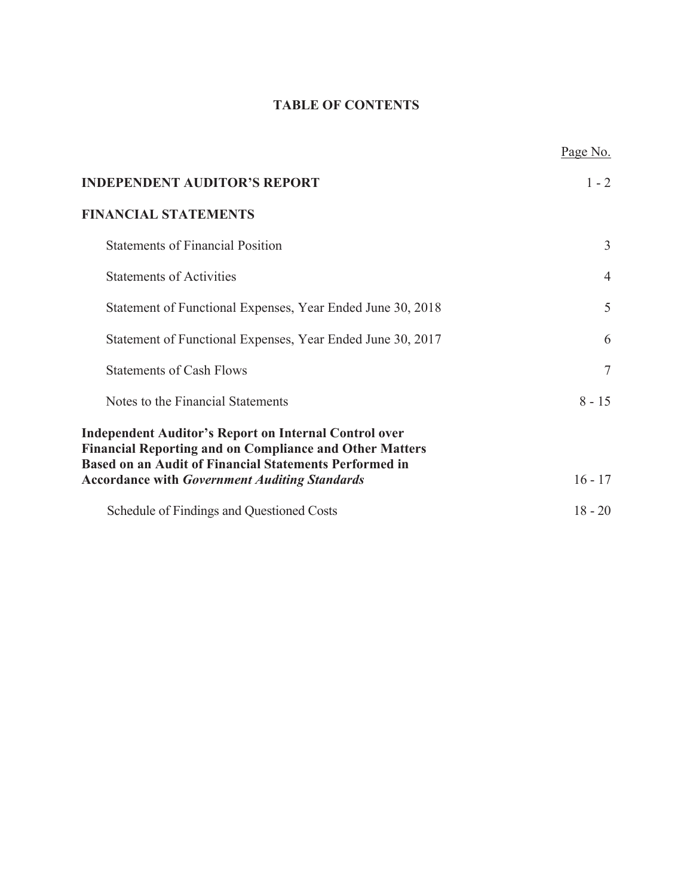# TABLE OF CONTENTS

| | Page No. |
|---|---|
| **INDEPENDENT AUDITOR'S REPORT** | 1 - 2 |
| **FINANCIAL STATEMENTS** | |
| Statements of Financial Position | 3 |
| Statements of Activities | 4 |
| Statement of Functional Expenses, Year Ended June 30, 2018 | 5 |
| Statement of Functional Expenses, Year Ended June 30, 2017 | 6 |
| Statements of Cash Flows | 7 |
| Notes to the Financial Statements | 8 - 15 |
| **Independent Auditor's Report on Internal Control over Financial Reporting and on Compliance and Other Matters Based on an Audit of Financial Statements Performed in Accordance with *Government Auditing Standards*** | 16 - 17 |
| Schedule of Findings and Questioned Costs | 18 - 20 |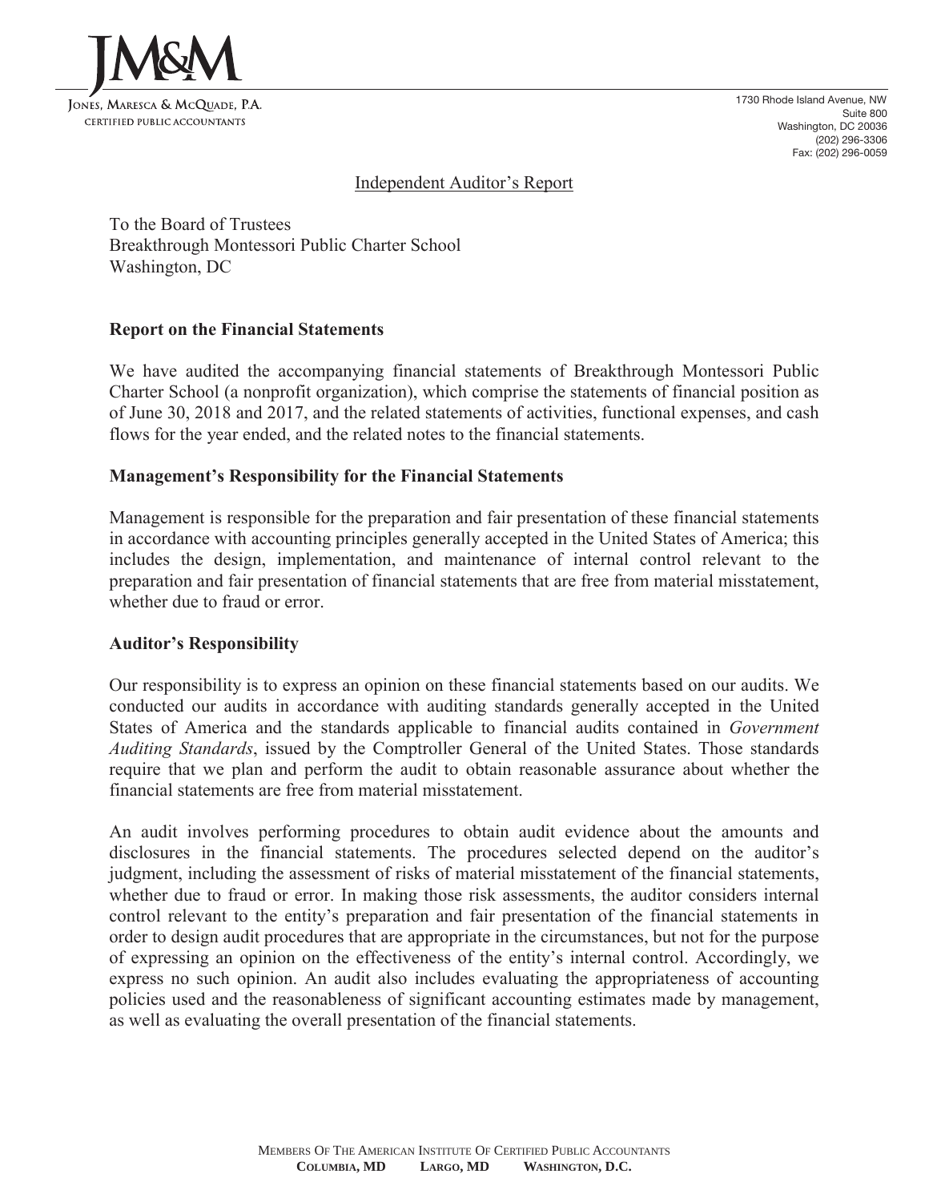JM&M

JONES, MARESCA & MCQUADE, P.A.
CERTIFIED PUBLIC ACCOUNTANTS

1730 Rhode Island Avenue, NW
Suite 800
Washington, DC 20036
(202) 296-3306
Fax: (202) 296-0059

Independent Auditor's Report

To the Board of Trustees
Breakthrough Montessori Public Charter School
Washington, DC

**Report on the Financial Statements**

We have audited the accompanying financial statements of Breakthrough Montessori Public Charter School (a nonprofit organization), which comprise the statements of financial position as of June 30, 2018 and 2017, and the related statements of activities, functional expenses, and cash flows for the year ended, and the related notes to the financial statements.

**Management's Responsibility for the Financial Statements**

Management is responsible for the preparation and fair presentation of these financial statements in accordance with accounting principles generally accepted in the United States of America; this includes the design, implementation, and maintenance of internal control relevant to the preparation and fair presentation of financial statements that are free from material misstatement, whether due to fraud or error.

**Auditor's Responsibility**

Our responsibility is to express an opinion on these financial statements based on our audits. We conducted our audits in accordance with auditing standards generally accepted in the United States of America and the standards applicable to financial audits contained in *Government Auditing Standards*, issued by the Comptroller General of the United States. Those standards require that we plan and perform the audit to obtain reasonable assurance about whether the financial statements are free from material misstatement.

An audit involves performing procedures to obtain audit evidence about the amounts and disclosures in the financial statements. The procedures selected depend on the auditor's judgment, including the assessment of risks of material misstatement of the financial statements, whether due to fraud or error. In making those risk assessments, the auditor considers internal control relevant to the entity's preparation and fair presentation of the financial statements in order to design audit procedures that are appropriate in the circumstances, but not for the purpose of expressing an opinion on the effectiveness of the entity's internal control. Accordingly, we express no such opinion. An audit also includes evaluating the appropriateness of accounting policies used and the reasonableness of significant accounting estimates made by management, as well as evaluating the overall presentation of the financial statements.

MEMBERS OF THE AMERICAN INSTITUTE OF CERTIFIED PUBLIC ACCOUNTANTS
**COLUMBIA, MD LARGO, MD WASHINGTON, D.C.**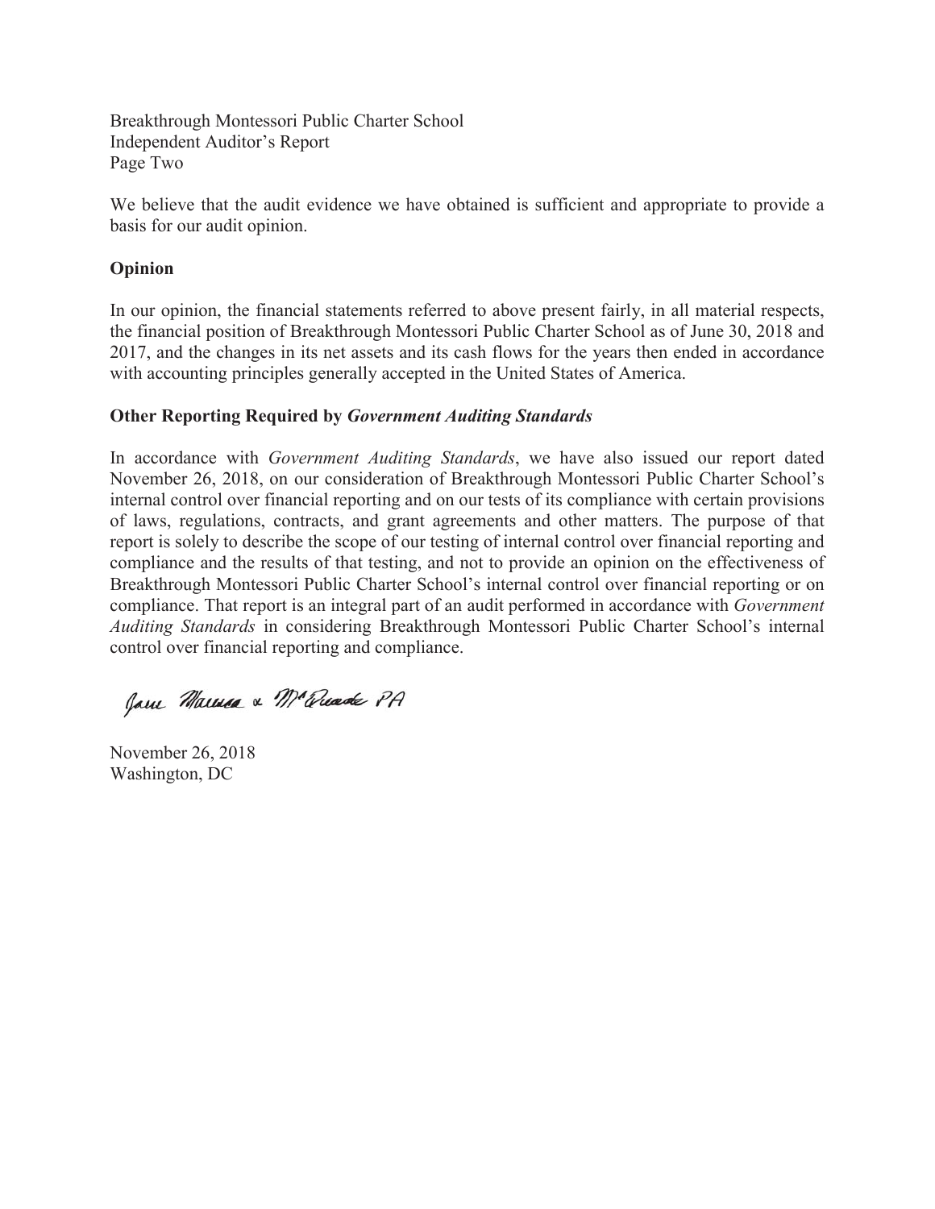Breakthrough Montessori Public Charter School
Independent Auditor's Report
Page Two

We believe that the audit evidence we have obtained is sufficient and appropriate to provide a basis for our audit opinion.

**Opinion**

In our opinion, the financial statements referred to above present fairly, in all material respects, the financial position of Breakthrough Montessori Public Charter School as of June 30, 2018 and 2017, and the changes in its net assets and its cash flows for the years then ended in accordance with accounting principles generally accepted in the United States of America.

**Other Reporting Required by *Government Auditing Standards***

In accordance with *Government Auditing Standards*, we have also issued our report dated November 26, 2018, on our consideration of Breakthrough Montessori Public Charter School's internal control over financial reporting and on our tests of its compliance with certain provisions of laws, regulations, contracts, and grant agreements and other matters. The purpose of that report is solely to describe the scope of our testing of internal control over financial reporting and compliance and the results of that testing, and not to provide an opinion on the effectiveness of Breakthrough Montessori Public Charter School's internal control over financial reporting or on compliance. That report is an integral part of an audit performed in accordance with *Government Auditing Standards* in considering Breakthrough Montessori Public Charter School's internal control over financial reporting and compliance.

Jane Marrisa & McQuade PA

November 26, 2018
Washington, DC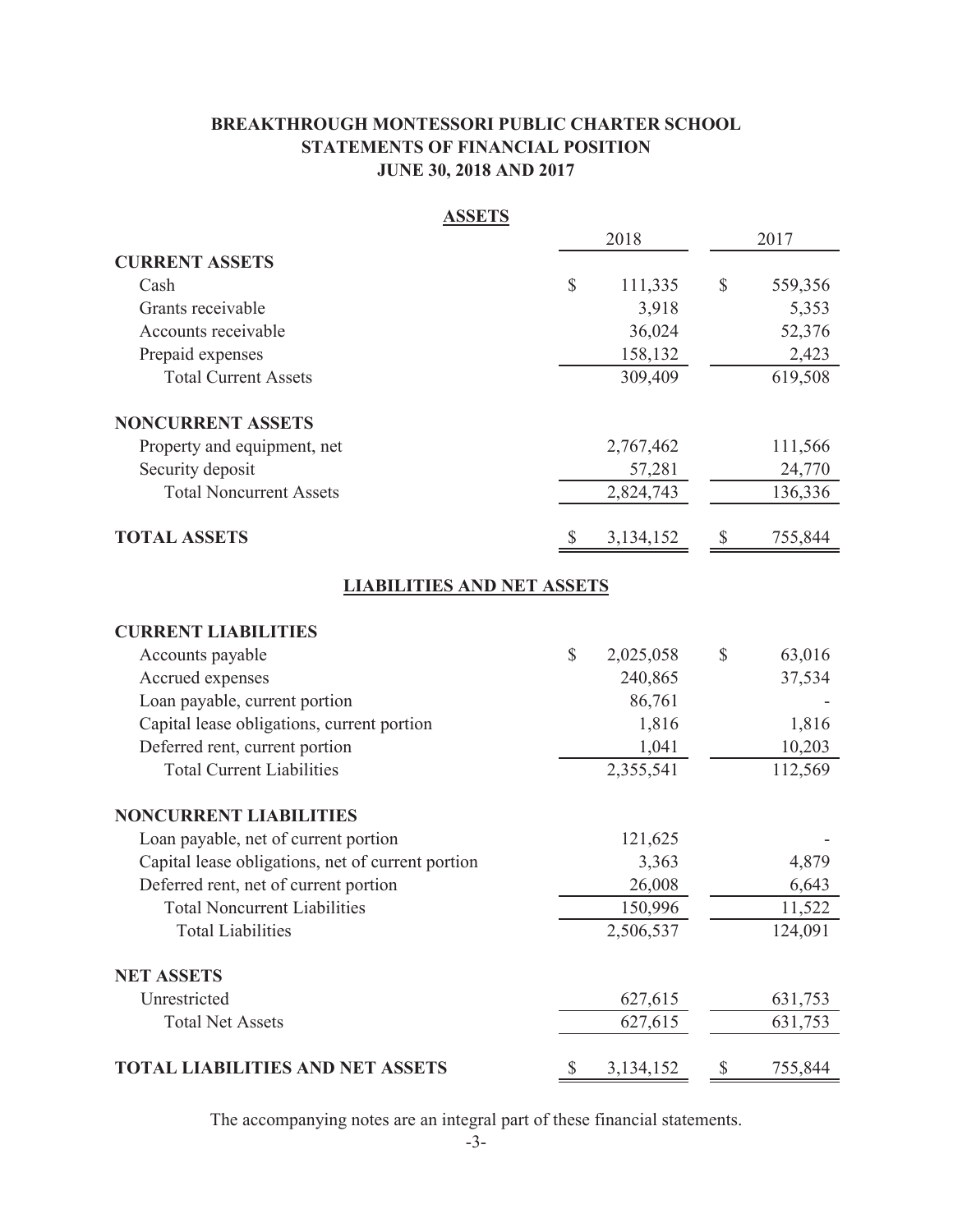# BREAKTHROUGH MONTESSORI PUBLIC CHARTER SCHOOL
## STATEMENTS OF FINANCIAL POSITION
## JUNE 30, 2018 AND 2017

### ASSETS

| | 2018 | 2017 |
|---|---|---|
| **CURRENT ASSETS** | | |
| Cash | $ 111,335 | $ 559,356 |
| Grants receivable | 3,918 | 5,353 |
| Accounts receivable | 36,024 | 52,376 |
| Prepaid expenses | 158,132 | 2,423 |
| Total Current Assets | 309,409 | 619,508 |
| **NONCURRENT ASSETS** | | |
| Property and equipment, net | 2,767,462 | 111,566 |
| Security deposit | 57,281 | 24,770 |
| Total Noncurrent Assets | 2,824,743 | 136,336 |
| **TOTAL ASSETS** | $ 3,134,152 | $ 755,844 |

### LIABILITIES AND NET ASSETS

| | 2018 | 2017 |
|---|---|---|
| **CURRENT LIABILITIES** | | |
| Accounts payable | $ 2,025,058 | $ 63,016 |
| Accrued expenses | 240,865 | 37,534 |
| Loan payable, current portion | 86,761 | - |
| Capital lease obligations, current portion | 1,816 | 1,816 |
| Deferred rent, current portion | 1,041 | 10,203 |
| Total Current Liabilities | 2,355,541 | 112,569 |
| **NONCURRENT LIABILITIES** | | |
| Loan payable, net of current portion | 121,625 | - |
| Capital lease obligations, net of current portion | 3,363 | 4,879 |
| Deferred rent, net of current portion | 26,008 | 6,643 |
| Total Noncurrent Liabilities | 150,996 | 11,522 |
| Total Liabilities | 2,506,537 | 124,091 |
| **NET ASSETS** | | |
| Unrestricted | 627,615 | 631,753 |
| Total Net Assets | 627,615 | 631,753 |
| **TOTAL LIABILITIES AND NET ASSETS** | $ 3,134,152 | $ 755,844 |

The accompanying notes are an integral part of these financial statements.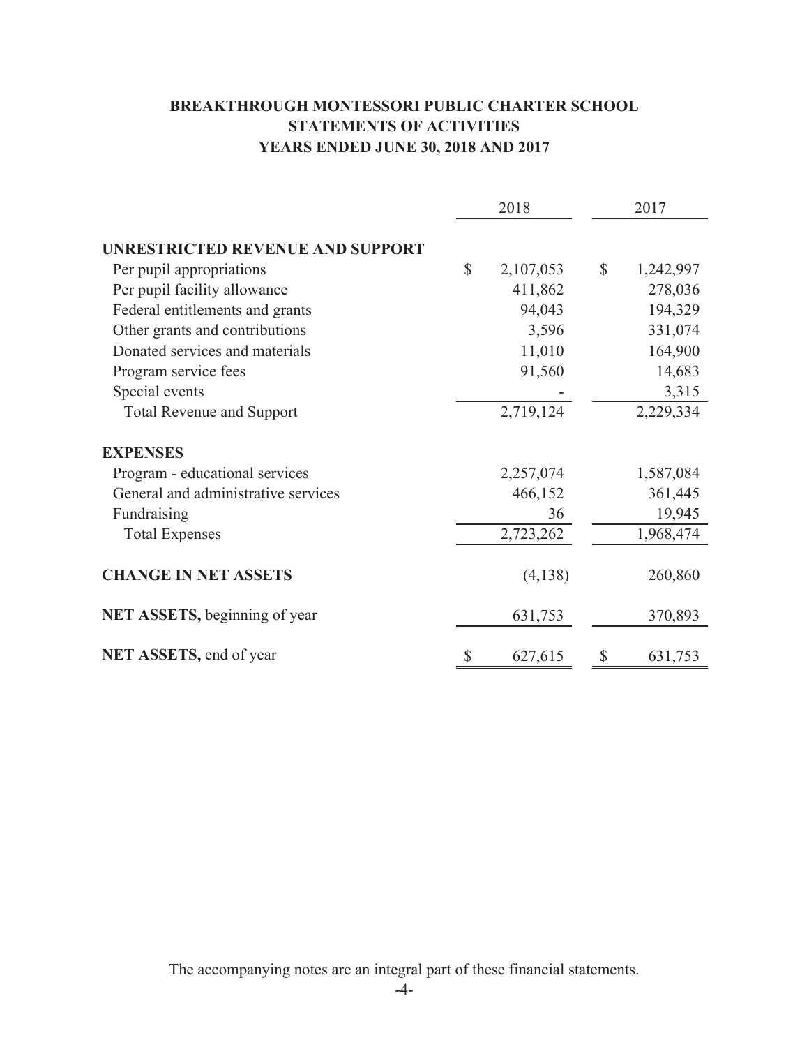# BREAKTHROUGH MONTESSORI PUBLIC CHARTER SCHOOL
## STATEMENTS OF ACTIVITIES
## YEARS ENDED JUNE 30, 2018 AND 2017

| | 2018 | 2017 |
|---|---|---|
| **UNRESTRICTED REVENUE AND SUPPORT** | | |
| Per pupil appropriations | $ 2,107,053 | $ 1,242,997 |
| Per pupil facility allowance | 411,862 | 278,036 |
| Federal entitlements and grants | 94,043 | 194,329 |
| Other grants and contributions | 3,596 | 331,074 |
| Donated services and materials | 11,010 | 164,900 |
| Program service fees | 91,560 | 14,683 |
| Special events | - | 3,315 |
| Total Revenue and Support | 2,719,124 | 2,229,334 |
| **EXPENSES** | | |
| Program - educational services | 2,257,074 | 1,587,084 |
| General and administrative services | 466,152 | 361,445 |
| Fundraising | 36 | 19,945 |
| Total Expenses | 2,723,262 | 1,968,474 |
| **CHANGE IN NET ASSETS** | (4,138) | 260,860 |
| **NET ASSETS,** beginning of year | 631,753 | 370,893 |
| **NET ASSETS,** end of year | $ 627,615 | $ 631,753 |

The accompanying notes are an integral part of these financial statements.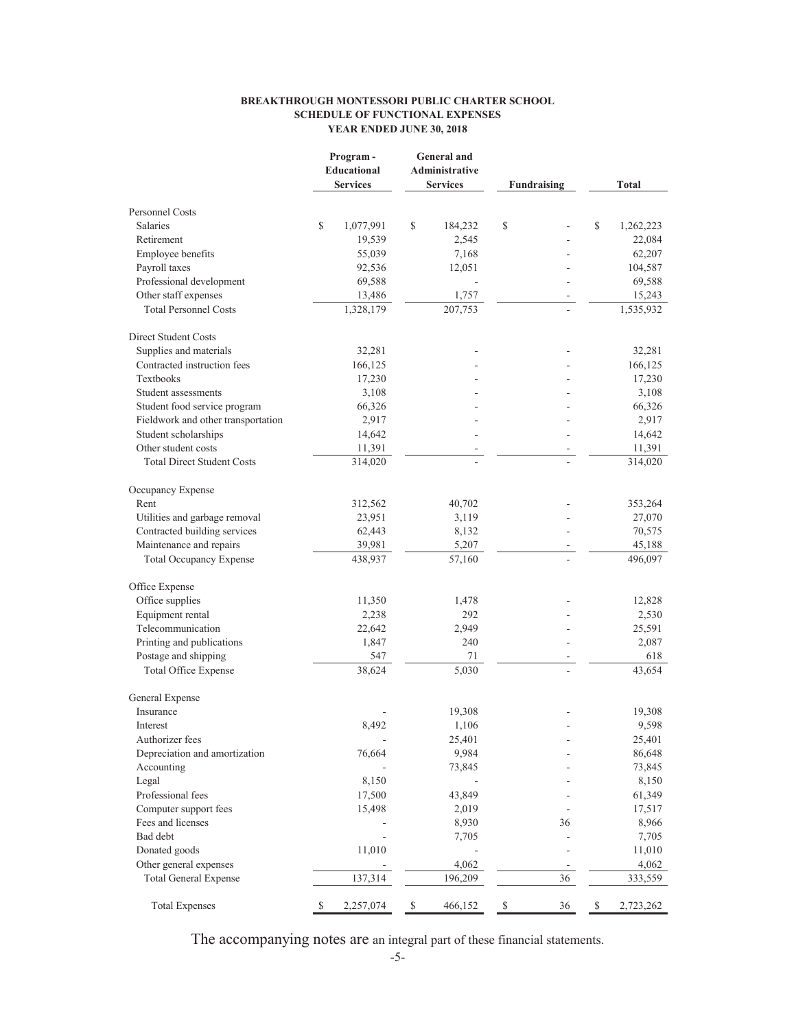**BREAKTHROUGH MONTESSORI PUBLIC CHARTER SCHOOL**
**SCHEDULE OF FUNCTIONAL EXPENSES**
**YEAR ENDED JUNE 30, 2018**

| | Program - Educational Services | General and Administrative Services | Fundraising | Total |
|---|---|---|---|---|
| Personnel Costs | | | | |
| Salaries | $ 1,077,991 | $ 184,232 | $ - | $ 1,262,223 |
| Retirement | 19,539 | 2,545 | - | 22,084 |
| Employee benefits | 55,039 | 7,168 | - | 62,207 |
| Payroll taxes | 92,536 | 12,051 | - | 104,587 |
| Professional development | 69,588 | - | - | 69,588 |
| Other staff expenses | 13,486 | 1,757 | - | 15,243 |
| Total Personnel Costs | 1,328,179 | 207,753 | - | 1,535,932 |
| Direct Student Costs | | | | |
| Supplies and materials | 32,281 | - | - | 32,281 |
| Contracted instruction fees | 166,125 | - | - | 166,125 |
| Textbooks | 17,230 | - | - | 17,230 |
| Student assessments | 3,108 | - | - | 3,108 |
| Student food service program | 66,326 | - | - | 66,326 |
| Fieldwork and other transportation | 2,917 | - | - | 2,917 |
| Student scholarships | 14,642 | - | - | 14,642 |
| Other student costs | 11,391 | - | - | 11,391 |
| Total Direct Student Costs | 314,020 | - | - | 314,020 |
| Occupancy Expense | | | | |
| Rent | 312,562 | 40,702 | - | 353,264 |
| Utilities and garbage removal | 23,951 | 3,119 | - | 27,070 |
| Contracted building services | 62,443 | 8,132 | - | 70,575 |
| Maintenance and repairs | 39,981 | 5,207 | - | 45,188 |
| Total Occupancy Expense | 438,937 | 57,160 | - | 496,097 |
| Office Expense | | | | |
| Office supplies | 11,350 | 1,478 | - | 12,828 |
| Equipment rental | 2,238 | 292 | - | 2,530 |
| Telecommunication | 22,642 | 2,949 | - | 25,591 |
| Printing and publications | 1,847 | 240 | - | 2,087 |
| Postage and shipping | 547 | 71 | - | 618 |
| Total Office Expense | 38,624 | 5,030 | - | 43,654 |
| General Expense | | | | |
| Insurance | - | 19,308 | - | 19,308 |
| Interest | 8,492 | 1,106 | - | 9,598 |
| Authorizer fees | - | 25,401 | - | 25,401 |
| Depreciation and amortization | 76,664 | 9,984 | - | 86,648 |
| Accounting | - | 73,845 | - | 73,845 |
| Legal | 8,150 | - | - | 8,150 |
| Professional fees | 17,500 | 43,849 | - | 61,349 |
| Computer support fees | 15,498 | 2,019 | - | 17,517 |
| Fees and licenses | - | 8,930 | 36 | 8,966 |
| Bad debt | - | 7,705 | - | 7,705 |
| Donated goods | 11,010 | - | - | 11,010 |
| Other general expenses | - | 4,062 | - | 4,062 |
| Total General Expense | 137,314 | 196,209 | 36 | 333,559 |
| Total Expenses | $ 2,257,074 | $ 466,152 | $ 36 | $ 2,723,262 |

The accompanying notes are an integral part of these financial statements.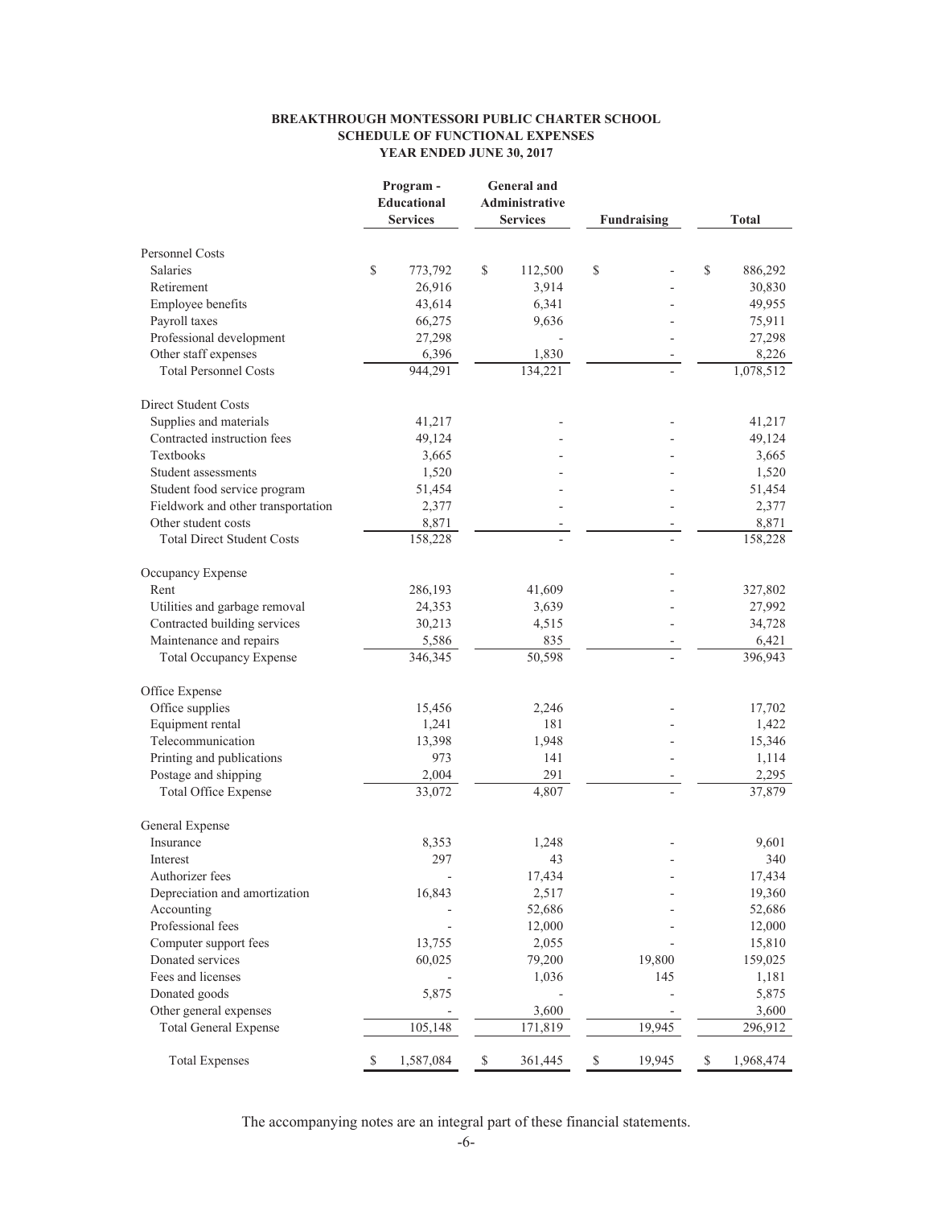**BREAKTHROUGH MONTESSORI PUBLIC CHARTER SCHOOL**
**SCHEDULE OF FUNCTIONAL EXPENSES**
**YEAR ENDED JUNE 30, 2017**

| | Program - Educational Services | General and Administrative Services | Fundraising | Total |
|---|---|---|---|---|
| Personnel Costs | | | | |
| Salaries | $ 773,792 | $ 112,500 | $ - | $ 886,292 |
| Retirement | 26,916 | 3,914 | - | 30,830 |
| Employee benefits | 43,614 | 6,341 | - | 49,955 |
| Payroll taxes | 66,275 | 9,636 | - | 75,911 |
| Professional development | 27,298 | - | - | 27,298 |
| Other staff expenses | 6,396 | 1,830 | - | 8,226 |
| Total Personnel Costs | 944,291 | 134,221 | - | 1,078,512 |
| Direct Student Costs | | | | |
| Supplies and materials | 41,217 | - | - | 41,217 |
| Contracted instruction fees | 49,124 | - | - | 49,124 |
| Textbooks | 3,665 | - | - | 3,665 |
| Student assessments | 1,520 | - | - | 1,520 |
| Student food service program | 51,454 | - | - | 51,454 |
| Fieldwork and other transportation | 2,377 | - | - | 2,377 |
| Other student costs | 8,871 | - | - | 8,871 |
| Total Direct Student Costs | 158,228 | - | - | 158,228 |
| Occupancy Expense | | | - | |
| Rent | 286,193 | 41,609 | - | 327,802 |
| Utilities and garbage removal | 24,353 | 3,639 | - | 27,992 |
| Contracted building services | 30,213 | 4,515 | - | 34,728 |
| Maintenance and repairs | 5,586 | 835 | - | 6,421 |
| Total Occupancy Expense | 346,345 | 50,598 | - | 396,943 |
| Office Expense | | | | |
| Office supplies | 15,456 | 2,246 | - | 17,702 |
| Equipment rental | 1,241 | 181 | - | 1,422 |
| Telecommunication | 13,398 | 1,948 | - | 15,346 |
| Printing and publications | 973 | 141 | - | 1,114 |
| Postage and shipping | 2,004 | 291 | - | 2,295 |
| Total Office Expense | 33,072 | 4,807 | - | 37,879 |
| General Expense | | | | |
| Insurance | 8,353 | 1,248 | - | 9,601 |
| Interest | 297 | 43 | - | 340 |
| Authorizer fees | - | 17,434 | - | 17,434 |
| Depreciation and amortization | 16,843 | 2,517 | - | 19,360 |
| Accounting | - | 52,686 | - | 52,686 |
| Professional fees | - | 12,000 | - | 12,000 |
| Computer support fees | 13,755 | 2,055 | - | 15,810 |
| Donated services | 60,025 | 79,200 | 19,800 | 159,025 |
| Fees and licenses | - | 1,036 | 145 | 1,181 |
| Donated goods | 5,875 | - | - | 5,875 |
| Other general expenses | - | 3,600 | - | 3,600 |
| Total General Expense | 105,148 | 171,819 | 19,945 | 296,912 |
| Total Expenses | $ 1,587,084 | $ 361,445 | $ 19,945 | $ 1,968,474 |

The accompanying notes are an integral part of these financial statements.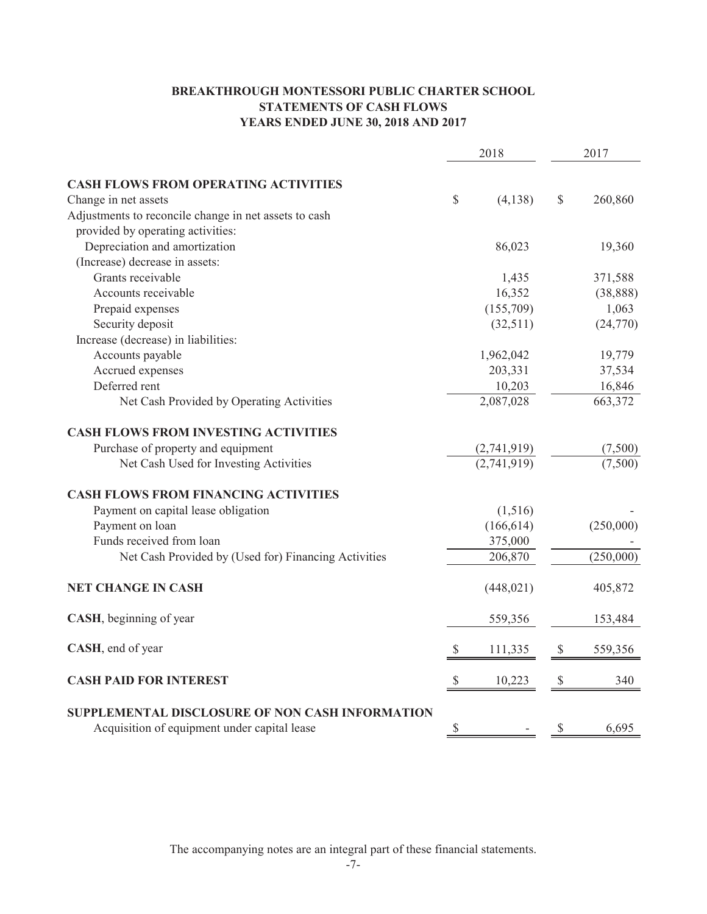**BREAKTHROUGH MONTESSORI PUBLIC CHARTER SCHOOL**
**STATEMENTS OF CASH FLOWS**
**YEARS ENDED JUNE 30, 2018 AND 2017**

| | 2018 | 2017 |
|---|---|---|
| **CASH FLOWS FROM OPERATING ACTIVITIES** | | |
| Change in net assets | $ (4,138) | $ 260,860 |
| Adjustments to reconcile change in net assets to cash provided by operating activities: | | |
| Depreciation and amortization | 86,023 | 19,360 |
| (Increase) decrease in assets: | | |
| Grants receivable | 1,435 | 371,588 |
| Accounts receivable | 16,352 | (38,888) |
| Prepaid expenses | (155,709) | 1,063 |
| Security deposit | (32,511) | (24,770) |
| Increase (decrease) in liabilities: | | |
| Accounts payable | 1,962,042 | 19,779 |
| Accrued expenses | 203,331 | 37,534 |
| Deferred rent | 10,203 | 16,846 |
| Net Cash Provided by Operating Activities | 2,087,028 | 663,372 |
| **CASH FLOWS FROM INVESTING ACTIVITIES** | | |
| Purchase of property and equipment | (2,741,919) | (7,500) |
| Net Cash Used for Investing Activities | (2,741,919) | (7,500) |
| **CASH FLOWS FROM FINANCING ACTIVITIES** | | |
| Payment on capital lease obligation | (1,516) | - |
| Payment on loan | (166,614) | (250,000) |
| Funds received from loan | 375,000 | - |
| Net Cash Provided by (Used for) Financing Activities | 206,870 | (250,000) |
| **NET CHANGE IN CASH** | (448,021) | 405,872 |
| **CASH**, beginning of year | 559,356 | 153,484 |
| **CASH**, end of year | $ 111,335 | $ 559,356 |
| **CASH PAID FOR INTEREST** | $ 10,223 | $ 340 |
| **SUPPLEMENTAL DISCLOSURE OF NON CASH INFORMATION** | | |
| Acquisition of equipment under capital lease | $ - | $ 6,695 |

The accompanying notes are an integral part of these financial statements.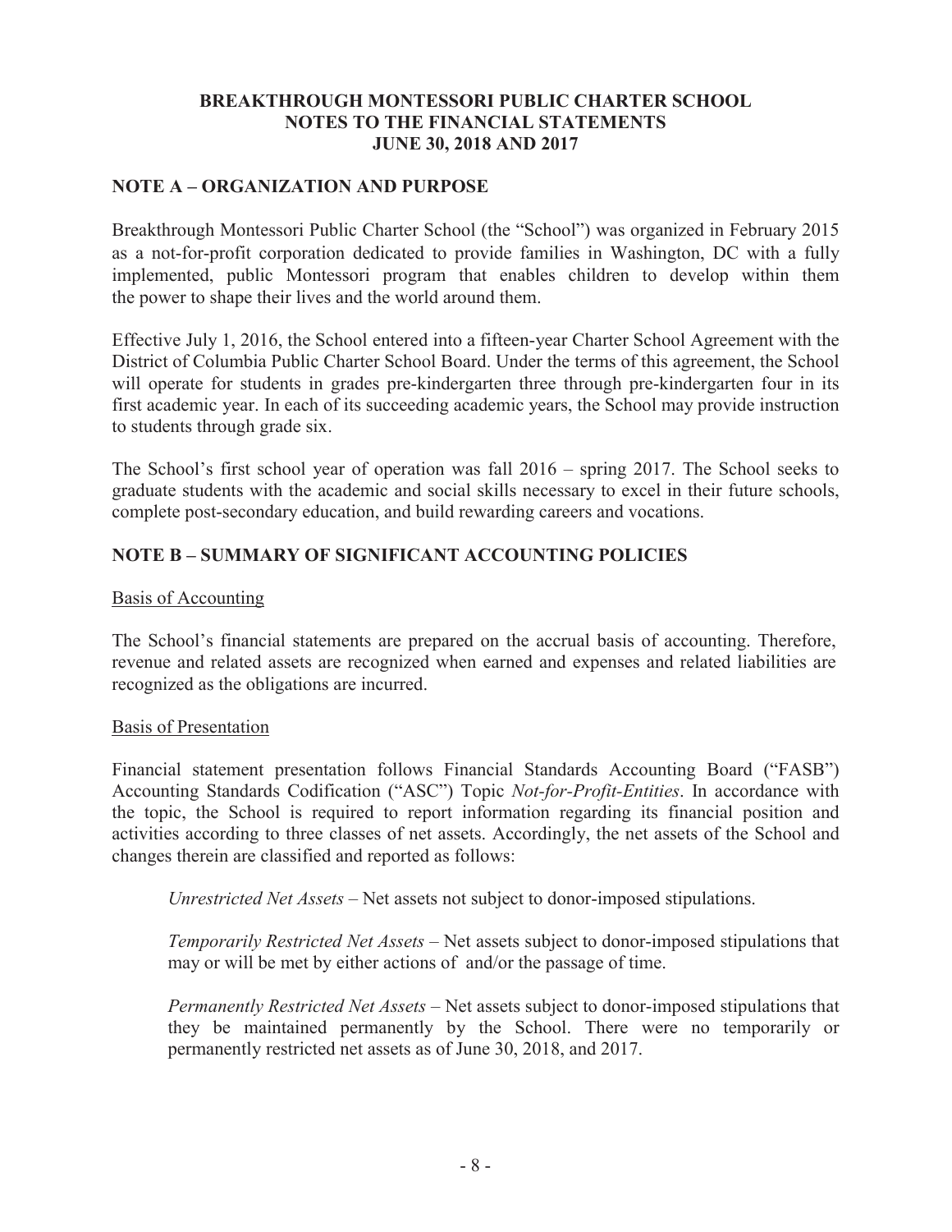**BREAKTHROUGH MONTESSORI PUBLIC CHARTER SCHOOL**
**NOTES TO THE FINANCIAL STATEMENTS**
**JUNE 30, 2018 AND 2017**

## NOTE A – ORGANIZATION AND PURPOSE

Breakthrough Montessori Public Charter School (the "School") was organized in February 2015 as a not-for-profit corporation dedicated to provide families in Washington, DC with a fully implemented, public Montessori program that enables children to develop within them the power to shape their lives and the world around them.

Effective July 1, 2016, the School entered into a fifteen-year Charter School Agreement with the District of Columbia Public Charter School Board. Under the terms of this agreement, the School will operate for students in grades pre-kindergarten three through pre-kindergarten four in its first academic year. In each of its succeeding academic years, the School may provide instruction to students through grade six.

The School's first school year of operation was fall 2016 – spring 2017. The School seeks to graduate students with the academic and social skills necessary to excel in their future schools, complete post-secondary education, and build rewarding careers and vocations.

## NOTE B – SUMMARY OF SIGNIFICANT ACCOUNTING POLICIES

### Basis of Accounting

The School's financial statements are prepared on the accrual basis of accounting. Therefore, revenue and related assets are recognized when earned and expenses and related liabilities are recognized as the obligations are incurred.

### Basis of Presentation

Financial statement presentation follows Financial Standards Accounting Board ("FASB") Accounting Standards Codification ("ASC") Topic *Not-for-Profit-Entities*. In accordance with the topic, the School is required to report information regarding its financial position and activities according to three classes of net assets. Accordingly, the net assets of the School and changes therein are classified and reported as follows:

*Unrestricted Net Assets* – Net assets not subject to donor-imposed stipulations.

*Temporarily Restricted Net Assets* – Net assets subject to donor-imposed stipulations that may or will be met by either actions of and/or the passage of time.

*Permanently Restricted Net Assets* – Net assets subject to donor-imposed stipulations that they be maintained permanently by the School. There were no temporarily or permanently restricted net assets as of June 30, 2018, and 2017.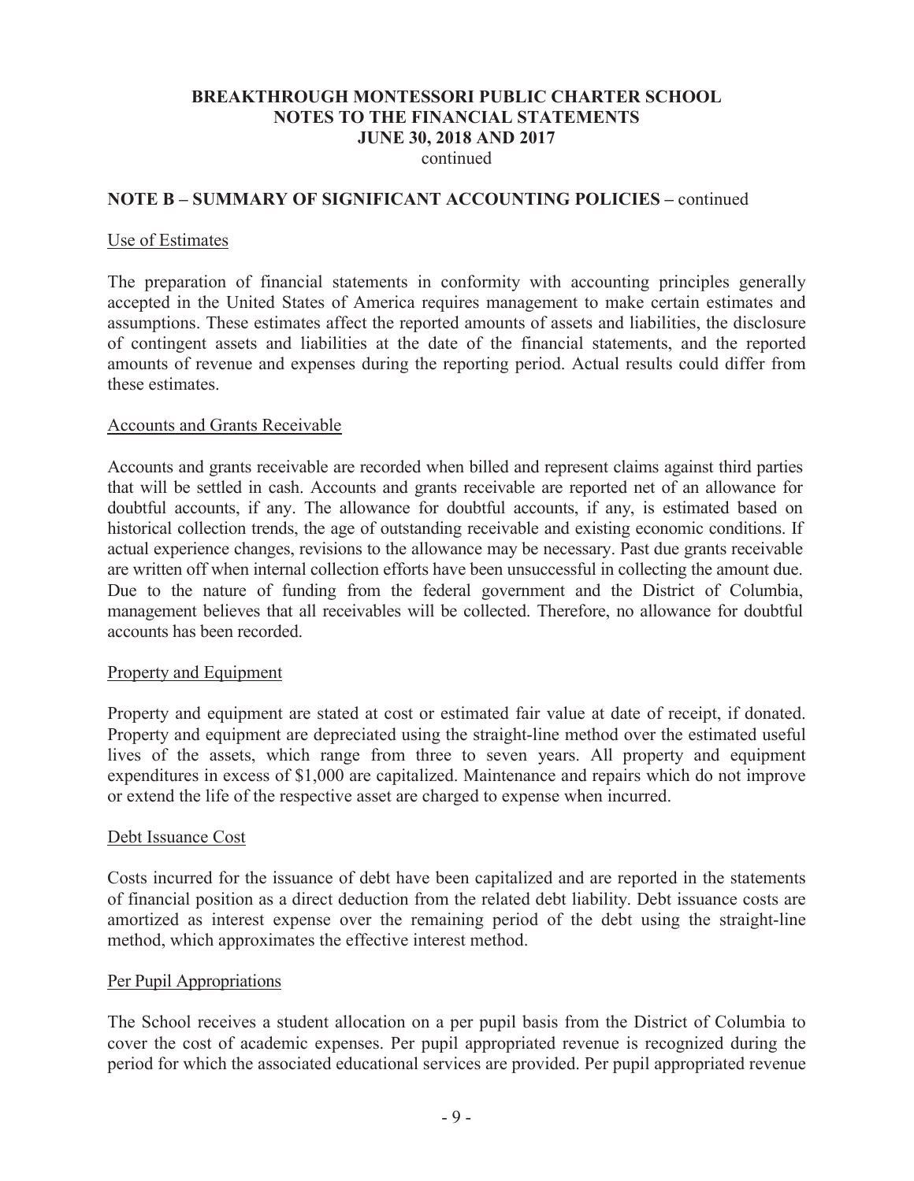## NOTE B – SUMMARY OF SIGNIFICANT ACCOUNTING POLICIES – continued

### Use of Estimates

The preparation of financial statements in conformity with accounting principles generally accepted in the United States of America requires management to make certain estimates and assumptions. These estimates affect the reported amounts of assets and liabilities, the disclosure of contingent assets and liabilities at the date of the financial statements, and the reported amounts of revenue and expenses during the reporting period. Actual results could differ from these estimates.

### Accounts and Grants Receivable

Accounts and grants receivable are recorded when billed and represent claims against third parties that will be settled in cash. Accounts and grants receivable are reported net of an allowance for doubtful accounts, if any. The allowance for doubtful accounts, if any, is estimated based on historical collection trends, the age of outstanding receivable and existing economic conditions. If actual experience changes, revisions to the allowance may be necessary. Past due grants receivable are written off when internal collection efforts have been unsuccessful in collecting the amount due. Due to the nature of funding from the federal government and the District of Columbia, management believes that all receivables will be collected. Therefore, no allowance for doubtful accounts has been recorded.

### Property and Equipment

Property and equipment are stated at cost or estimated fair value at date of receipt, if donated. Property and equipment are depreciated using the straight-line method over the estimated useful lives of the assets, which range from three to seven years. All property and equipment expenditures in excess of $1,000 are capitalized. Maintenance and repairs which do not improve or extend the life of the respective asset are charged to expense when incurred.

### Debt Issuance Cost

Costs incurred for the issuance of debt have been capitalized and are reported in the statements of financial position as a direct deduction from the related debt liability. Debt issuance costs are amortized as interest expense over the remaining period of the debt using the straight-line method, which approximates the effective interest method.

### Per Pupil Appropriations

The School receives a student allocation on a per pupil basis from the District of Columbia to cover the cost of academic expenses. Per pupil appropriated revenue is recognized during the period for which the associated educational services are provided. Per pupil appropriated revenue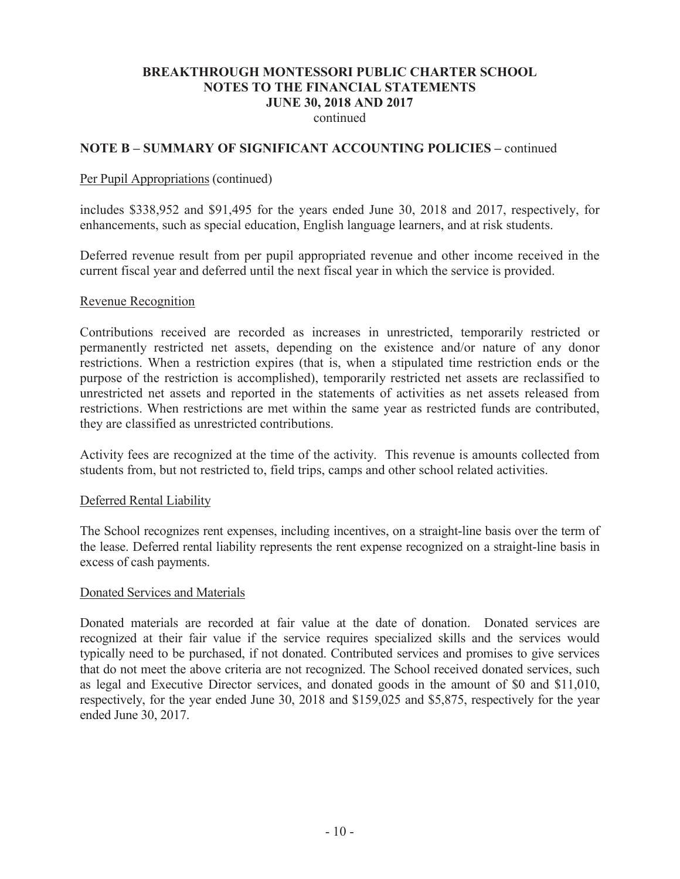**NOTE B – SUMMARY OF SIGNIFICANT ACCOUNTING POLICIES –** continued

Per Pupil Appropriations (continued)

includes $338,952 and $91,495 for the years ended June 30, 2018 and 2017, respectively, for enhancements, such as special education, English language learners, and at risk students.

Deferred revenue result from per pupil appropriated revenue and other income received in the current fiscal year and deferred until the next fiscal year in which the service is provided.

Revenue Recognition

Contributions received are recorded as increases in unrestricted, temporarily restricted or permanently restricted net assets, depending on the existence and/or nature of any donor restrictions. When a restriction expires (that is, when a stipulated time restriction ends or the purpose of the restriction is accomplished), temporarily restricted net assets are reclassified to unrestricted net assets and reported in the statements of activities as net assets released from restrictions. When restrictions are met within the same year as restricted funds are contributed, they are classified as unrestricted contributions.

Activity fees are recognized at the time of the activity. This revenue is amounts collected from students from, but not restricted to, field trips, camps and other school related activities.

Deferred Rental Liability

The School recognizes rent expenses, including incentives, on a straight-line basis over the term of the lease. Deferred rental liability represents the rent expense recognized on a straight-line basis in excess of cash payments.

Donated Services and Materials

Donated materials are recorded at fair value at the date of donation. Donated services are recognized at their fair value if the service requires specialized skills and the services would typically need to be purchased, if not donated. Contributed services and promises to give services that do not meet the above criteria are not recognized. The School received donated services, such as legal and Executive Director services, and donated goods in the amount of $0 and $11,010, respectively, for the year ended June 30, 2018 and $159,025 and $5,875, respectively for the year ended June 30, 2017.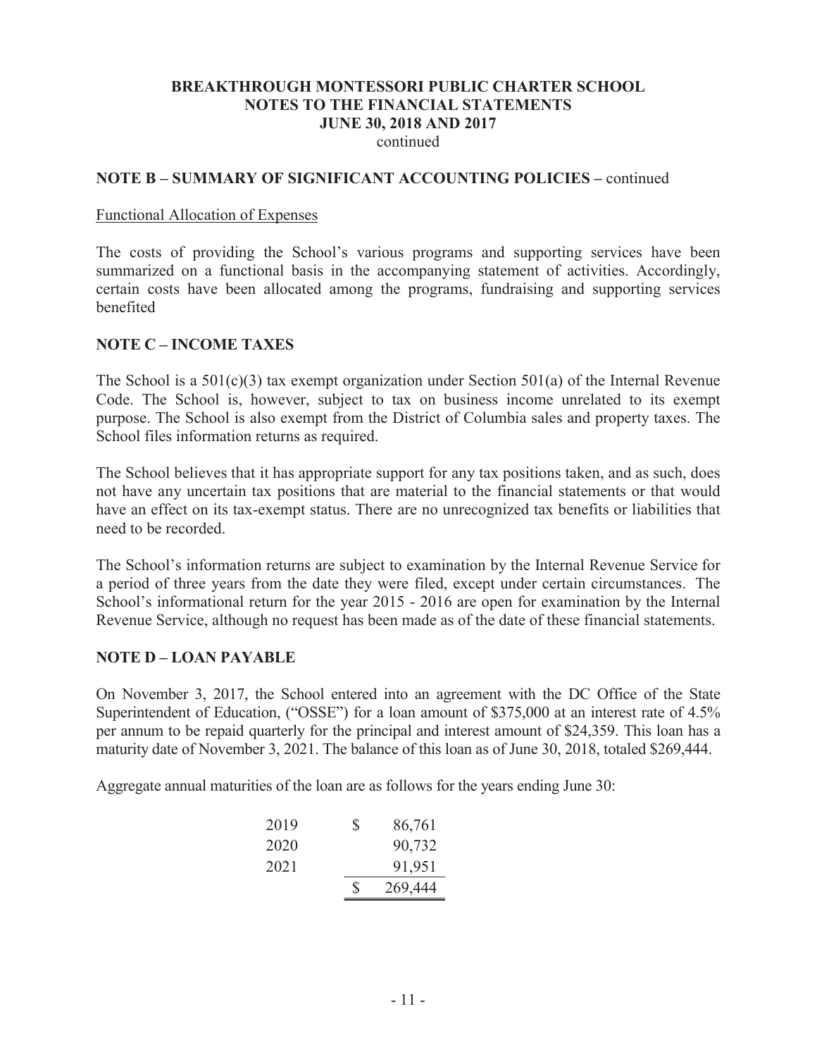**BREAKTHROUGH MONTESSORI PUBLIC CHARTER SCHOOL**
**NOTES TO THE FINANCIAL STATEMENTS**
**JUNE 30, 2018 AND 2017**
continued

## NOTE B – SUMMARY OF SIGNIFICANT ACCOUNTING POLICIES – continued

Functional Allocation of Expenses

The costs of providing the School's various programs and supporting services have been summarized on a functional basis in the accompanying statement of activities. Accordingly, certain costs have been allocated among the programs, fundraising and supporting services benefited

## NOTE C – INCOME TAXES

The School is a 501(c)(3) tax exempt organization under Section 501(a) of the Internal Revenue Code. The School is, however, subject to tax on business income unrelated to its exempt purpose. The School is also exempt from the District of Columbia sales and property taxes. The School files information returns as required.

The School believes that it has appropriate support for any tax positions taken, and as such, does not have any uncertain tax positions that are material to the financial statements or that would have an effect on its tax-exempt status. There are no unrecognized tax benefits or liabilities that need to be recorded.

The School's information returns are subject to examination by the Internal Revenue Service for a period of three years from the date they were filed, except under certain circumstances. The School's informational return for the year 2015 - 2016 are open for examination by the Internal Revenue Service, although no request has been made as of the date of these financial statements.

## NOTE D – LOAN PAYABLE

On November 3, 2017, the School entered into an agreement with the DC Office of the State Superintendent of Education, ("OSSE") for a loan amount of $375,000 at an interest rate of 4.5% per annum to be repaid quarterly for the principal and interest amount of $24,359. This loan has a maturity date of November 3, 2021. The balance of this loan as of June 30, 2018, totaled $269,444.

Aggregate annual maturities of the loan are as follows for the years ending June 30:

| Year | Amount |
|---|---|
| 2019 | $ 86,761 |
| 2020 | 90,732 |
| 2021 | 91,951 |
| | $ 269,444 |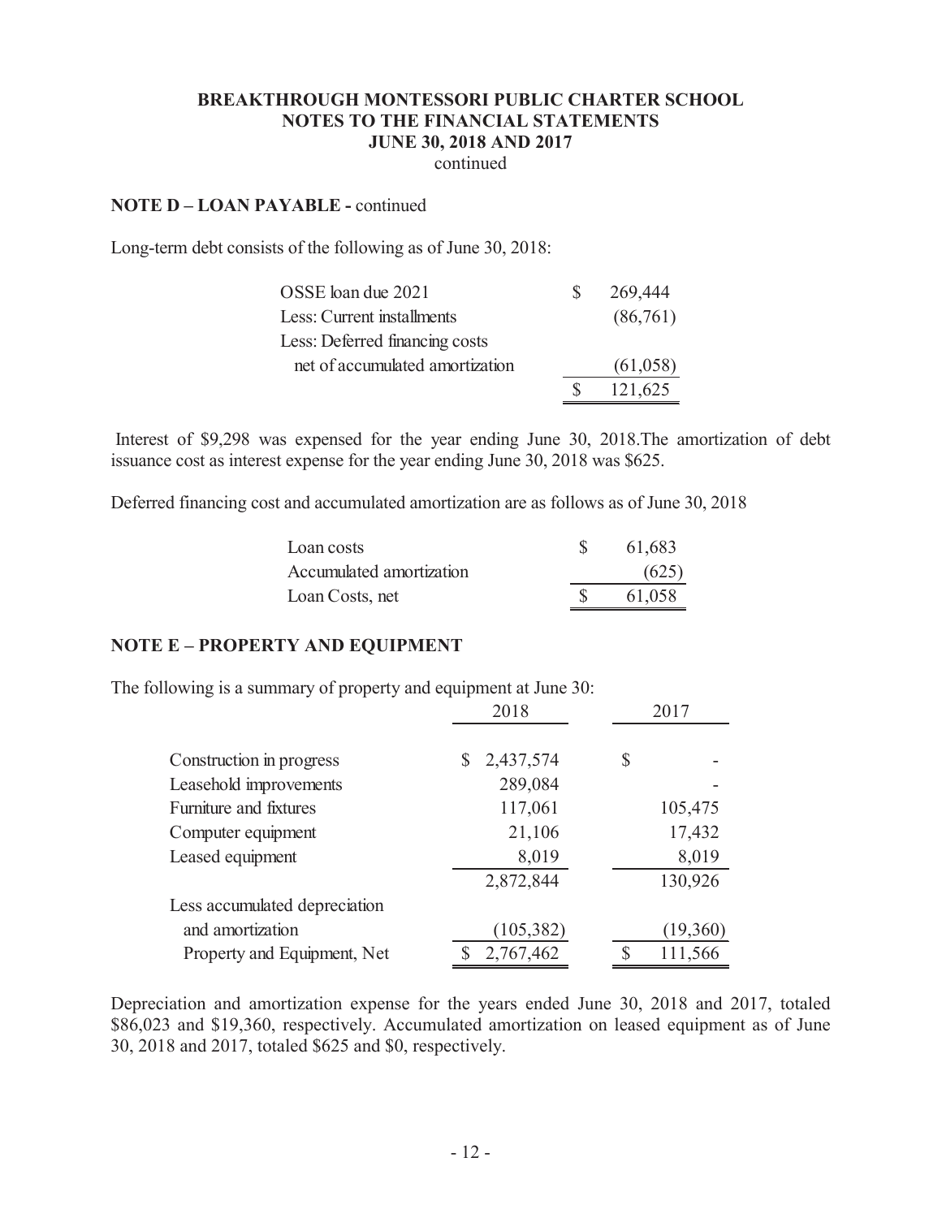**NOTE D – LOAN PAYABLE -** continued

Long-term debt consists of the following as of June 30, 2018:

| | |
|---|---|
| OSSE loan due 2021 | $ 269,444 |
| Less: Current installments | (86,761) |
| Less: Deferred financing costs net of accumulated amortization | (61,058) |
| | $ 121,625 |

Interest of $9,298 was expensed for the year ending June 30, 2018.The amortization of debt issuance cost as interest expense for the year ending June 30, 2018 was $625.

Deferred financing cost and accumulated amortization are as follows as of June 30, 2018

| | |
|---|---|
| Loan costs | $ 61,683 |
| Accumulated amortization | (625) |
| Loan Costs, net | $ 61,058 |

## NOTE E – PROPERTY AND EQUIPMENT

The following is a summary of property and equipment at June 30:

| | 2018 | 2017 |
|---|---|---|
| Construction in progress | $ 2,437,574 | $ - |
| Leasehold improvements | 289,084 | - |
| Furniture and fixtures | 117,061 | 105,475 |
| Computer equipment | 21,106 | 17,432 |
| Leased equipment | 8,019 | 8,019 |
| | 2,872,844 | 130,926 |
| Less accumulated depreciation and amortization | (105,382) | (19,360) |
| Property and Equipment, Net | $ 2,767,462 | $ 111,566 |

Depreciation and amortization expense for the years ended June 30, 2018 and 2017, totaled $86,023 and $19,360, respectively. Accumulated amortization on leased equipment as of June 30, 2018 and 2017, totaled $625 and $0, respectively.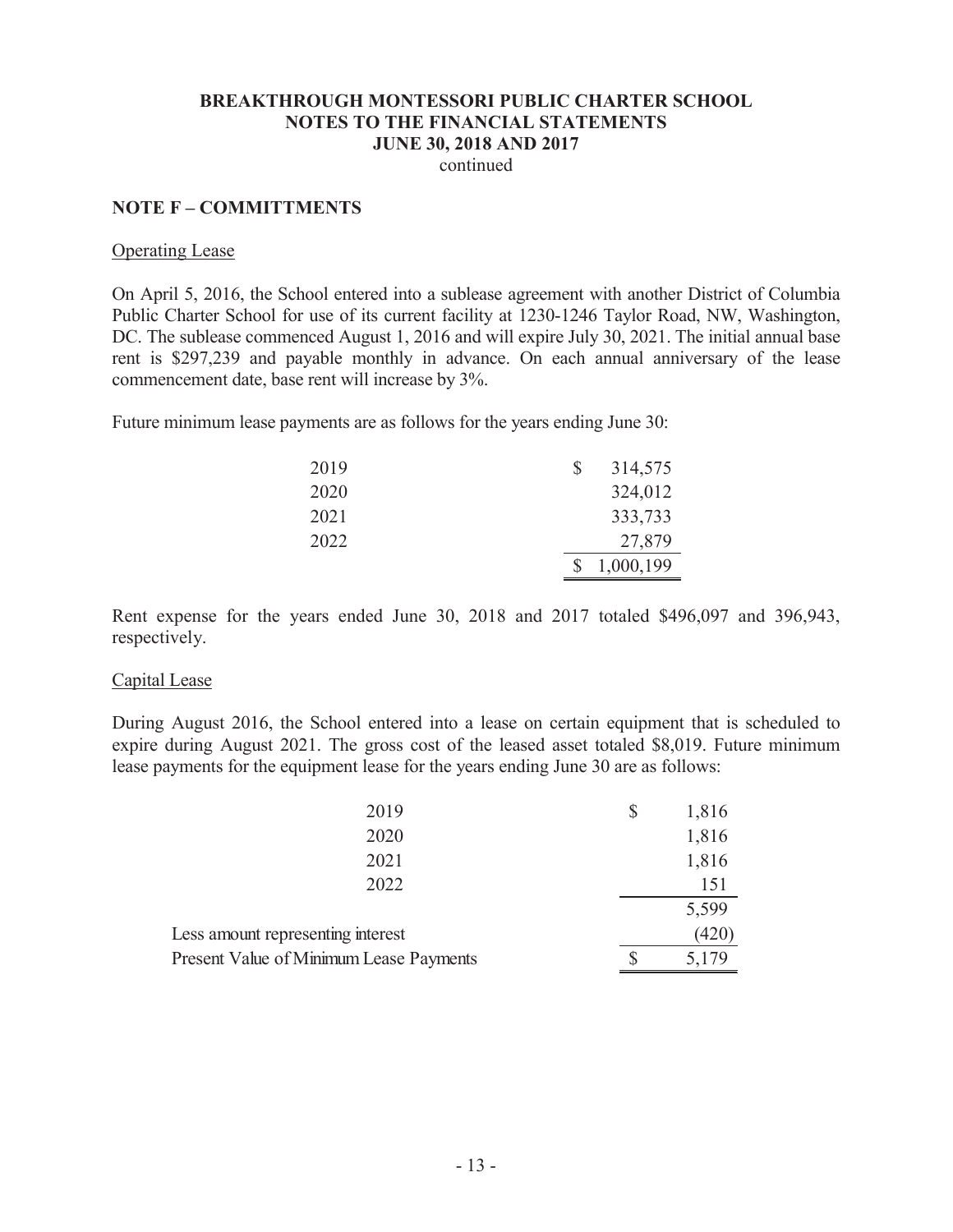**BREAKTHROUGH MONTESSORI PUBLIC CHARTER SCHOOL**
**NOTES TO THE FINANCIAL STATEMENTS**
**JUNE 30, 2018 AND 2017**
continued

## NOTE F – COMMITTMENTS

### Operating Lease

On April 5, 2016, the School entered into a sublease agreement with another District of Columbia Public Charter School for use of its current facility at 1230-1246 Taylor Road, NW, Washington, DC. The sublease commenced August 1, 2016 and will expire July 30, 2021. The initial annual base rent is $297,239 and payable monthly in advance. On each annual anniversary of the lease commencement date, base rent will increase by 3%.

Future minimum lease payments are as follows for the years ending June 30:

| | |
|---|---|
| 2019 | $ 314,575 |
| 2020 | 324,012 |
| 2021 | 333,733 |
| 2022 | 27,879 |
| | $ 1,000,199 |

Rent expense for the years ended June 30, 2018 and 2017 totaled $496,097 and 396,943, respectively.

### Capital Lease

During August 2016, the School entered into a lease on certain equipment that is scheduled to expire during August 2021. The gross cost of the leased asset totaled $8,019. Future minimum lease payments for the equipment lease for the years ending June 30 are as follows:

| | |
|---|---|
| 2019 | $ 1,816 |
| 2020 | 1,816 |
| 2021 | 1,816 |
| 2022 | 151 |
| | 5,599 |
| Less amount representing interest | (420) |
| Present Value of Minimum Lease Payments | $ 5,179 |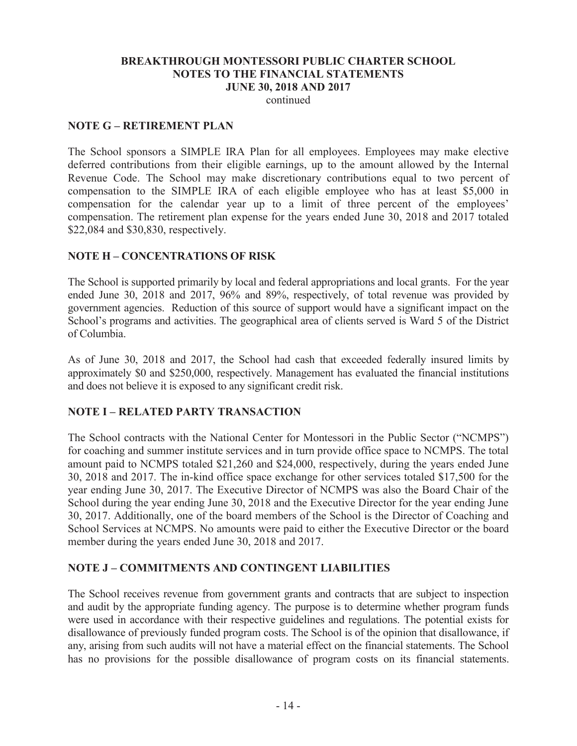**BREAKTHROUGH MONTESSORI PUBLIC CHARTER SCHOOL**
**NOTES TO THE FINANCIAL STATEMENTS**
**JUNE 30, 2018 AND 2017**
continued

## NOTE G – RETIREMENT PLAN

The School sponsors a SIMPLE IRA Plan for all employees. Employees may make elective deferred contributions from their eligible earnings, up to the amount allowed by the Internal Revenue Code. The School may make discretionary contributions equal to two percent of compensation to the SIMPLE IRA of each eligible employee who has at least \$5,000 in compensation for the calendar year up to a limit of three percent of the employees' compensation. The retirement plan expense for the years ended June 30, 2018 and 2017 totaled \$22,084 and \$30,830, respectively.

## NOTE H – CONCENTRATIONS OF RISK

The School is supported primarily by local and federal appropriations and local grants. For the year ended June 30, 2018 and 2017, 96% and 89%, respectively, of total revenue was provided by government agencies. Reduction of this source of support would have a significant impact on the School's programs and activities. The geographical area of clients served is Ward 5 of the District of Columbia.

As of June 30, 2018 and 2017, the School had cash that exceeded federally insured limits by approximately \$0 and \$250,000, respectively. Management has evaluated the financial institutions and does not believe it is exposed to any significant credit risk.

## NOTE I – RELATED PARTY TRANSACTION

The School contracts with the National Center for Montessori in the Public Sector ("NCMPS") for coaching and summer institute services and in turn provide office space to NCMPS. The total amount paid to NCMPS totaled \$21,260 and \$24,000, respectively, during the years ended June 30, 2018 and 2017. The in-kind office space exchange for other services totaled \$17,500 for the year ending June 30, 2017. The Executive Director of NCMPS was also the Board Chair of the School during the year ending June 30, 2018 and the Executive Director for the year ending June 30, 2017. Additionally, one of the board members of the School is the Director of Coaching and School Services at NCMPS. No amounts were paid to either the Executive Director or the board member during the years ended June 30, 2018 and 2017.

## NOTE J – COMMITMENTS AND CONTINGENT LIABILITIES

The School receives revenue from government grants and contracts that are subject to inspection and audit by the appropriate funding agency. The purpose is to determine whether program funds were used in accordance with their respective guidelines and regulations. The potential exists for disallowance of previously funded program costs. The School is of the opinion that disallowance, if any, arising from such audits will not have a material effect on the financial statements. The School has no provisions for the possible disallowance of program costs on its financial statements.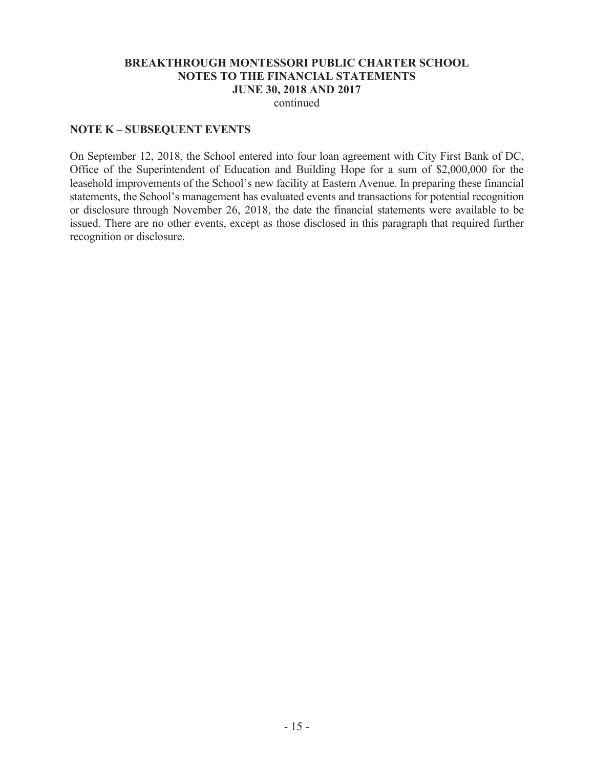**BREAKTHROUGH MONTESSORI PUBLIC CHARTER SCHOOL**
**NOTES TO THE FINANCIAL STATEMENTS**
**JUNE 30, 2018 AND 2017**
continued

## NOTE K – SUBSEQUENT EVENTS

On September 12, 2018, the School entered into four loan agreement with City First Bank of DC, Office of the Superintendent of Education and Building Hope for a sum of $2,000,000 for the leasehold improvements of the School's new facility at Eastern Avenue. In preparing these financial statements, the School's management has evaluated events and transactions for potential recognition or disclosure through November 26, 2018, the date the financial statements were available to be issued. There are no other events, except as those disclosed in this paragraph that required further recognition or disclosure.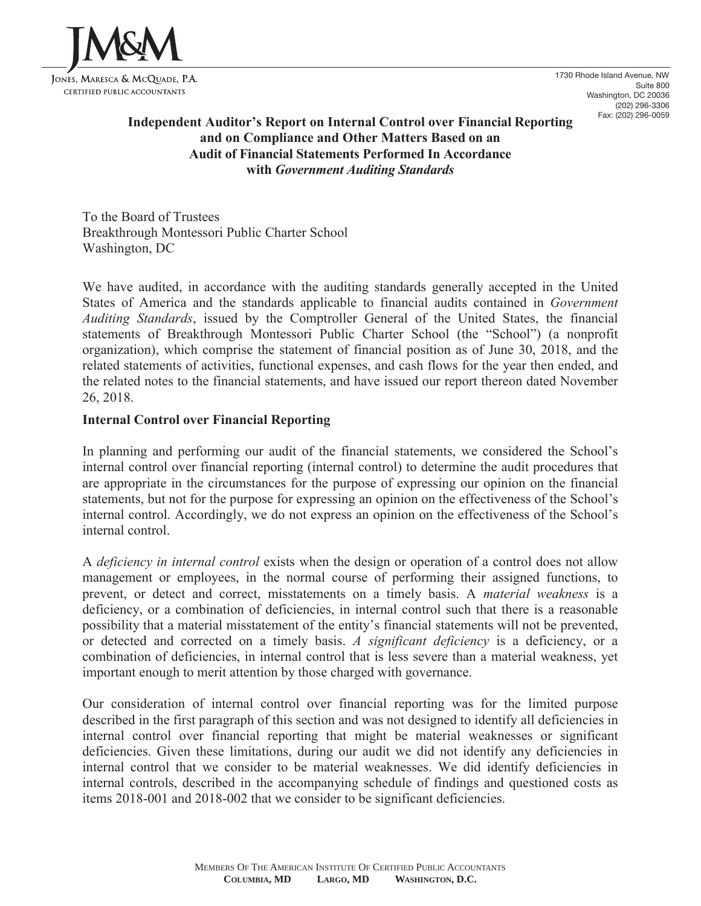JM&M

Jones, Maresca & McQuade, P.A.
Certified Public Accountants

1730 Rhode Island Avenue, NW
Suite 800
Washington, DC 20036
(202) 296-3306
Fax: (202) 296-0059

## Independent Auditor's Report on Internal Control over Financial Reporting and on Compliance and Other Matters Based on an Audit of Financial Statements Performed In Accordance with *Government Auditing Standards*

To the Board of Trustees
Breakthrough Montessori Public Charter School
Washington, DC

We have audited, in accordance with the auditing standards generally accepted in the United States of America and the standards applicable to financial audits contained in *Government Auditing Standards*, issued by the Comptroller General of the United States, the financial statements of Breakthrough Montessori Public Charter School (the "School") (a nonprofit organization), which comprise the statement of financial position as of June 30, 2018, and the related statements of activities, functional expenses, and cash flows for the year then ended, and the related notes to the financial statements, and have issued our report thereon dated November 26, 2018.

**Internal Control over Financial Reporting**

In planning and performing our audit of the financial statements, we considered the School's internal control over financial reporting (internal control) to determine the audit procedures that are appropriate in the circumstances for the purpose of expressing our opinion on the financial statements, but not for the purpose for expressing an opinion on the effectiveness of the School's internal control. Accordingly, we do not express an opinion on the effectiveness of the School's internal control.

A *deficiency in internal control* exists when the design or operation of a control does not allow management or employees, in the normal course of performing their assigned functions, to prevent, or detect and correct, misstatements on a timely basis. A *material weakness* is a deficiency, or a combination of deficiencies, in internal control such that there is a reasonable possibility that a material misstatement of the entity's financial statements will not be prevented, or detected and corrected on a timely basis. *A significant deficiency* is a deficiency, or a combination of deficiencies, in internal control that is less severe than a material weakness, yet important enough to merit attention by those charged with governance.

Our consideration of internal control over financial reporting was for the limited purpose described in the first paragraph of this section and was not designed to identify all deficiencies in internal control over financial reporting that might be material weaknesses or significant deficiencies. Given these limitations, during our audit we did not identify any deficiencies in internal control that we consider to be material weaknesses. We did identify deficiencies in internal controls, described in the accompanying schedule of findings and questioned costs as items 2018-001 and 2018-002 that we consider to be significant deficiencies.

Members Of The American Institute Of Certified Public Accountants
**Columbia, MD Largo, MD Washington, D.C.**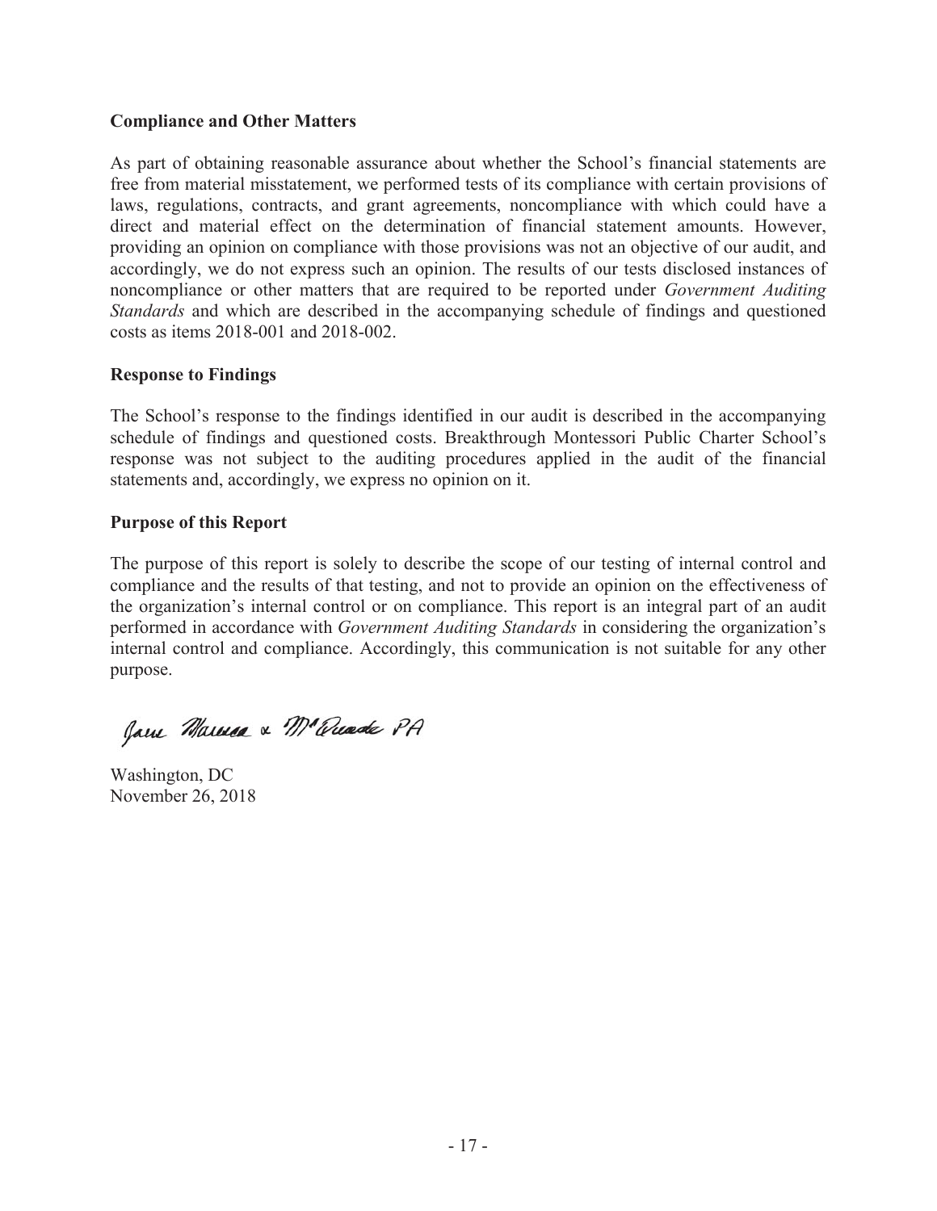**Compliance and Other Matters**

As part of obtaining reasonable assurance about whether the School's financial statements are free from material misstatement, we performed tests of its compliance with certain provisions of laws, regulations, contracts, and grant agreements, noncompliance with which could have a direct and material effect on the determination of financial statement amounts. However, providing an opinion on compliance with those provisions was not an objective of our audit, and accordingly, we do not express such an opinion. The results of our tests disclosed instances of noncompliance or other matters that are required to be reported under *Government Auditing Standards* and which are described in the accompanying schedule of findings and questioned costs as items 2018-001 and 2018-002.

**Response to Findings**

The School's response to the findings identified in our audit is described in the accompanying schedule of findings and questioned costs. Breakthrough Montessori Public Charter School's response was not subject to the auditing procedures applied in the audit of the financial statements and, accordingly, we express no opinion on it.

**Purpose of this Report**

The purpose of this report is solely to describe the scope of our testing of internal control and compliance and the results of that testing, and not to provide an opinion on the effectiveness of the organization's internal control or on compliance. This report is an integral part of an audit performed in accordance with *Government Auditing Standards* in considering the organization's internal control and compliance. Accordingly, this communication is not suitable for any other purpose.

Jane Marcus & McQuade PA

Washington, DC
November 26, 2018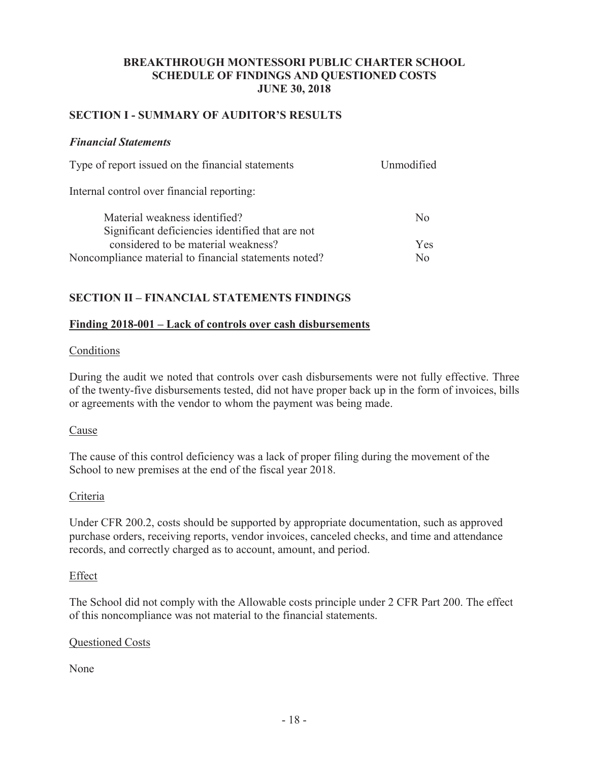# BREAKTHROUGH MONTESSORI PUBLIC CHARTER SCHOOL
## SCHEDULE OF FINDINGS AND QUESTIONED COSTS
## JUNE 30, 2018

## SECTION I - SUMMARY OF AUDITOR'S RESULTS

### *Financial Statements*

| | |
|---|---|
| Type of report issued on the financial statements | Unmodified |
| Internal control over financial reporting: | |
| Material weakness identified? | No |
| Significant deficiencies identified that are not considered to be material weakness? | Yes |
| Noncompliance material to financial statements noted? | No |

## SECTION II – FINANCIAL STATEMENTS FINDINGS

### Finding 2018-001 – Lack of controls over cash disbursements

Conditions

During the audit we noted that controls over cash disbursements were not fully effective. Three of the twenty-five disbursements tested, did not have proper back up in the form of invoices, bills or agreements with the vendor to whom the payment was being made.

Cause

The cause of this control deficiency was a lack of proper filing during the movement of the School to new premises at the end of the fiscal year 2018.

Criteria

Under CFR 200.2, costs should be supported by appropriate documentation, such as approved purchase orders, receiving reports, vendor invoices, canceled checks, and time and attendance records, and correctly charged as to account, amount, and period.

Effect

The School did not comply with the Allowable costs principle under 2 CFR Part 200. The effect of this noncompliance was not material to the financial statements.

Questioned Costs

None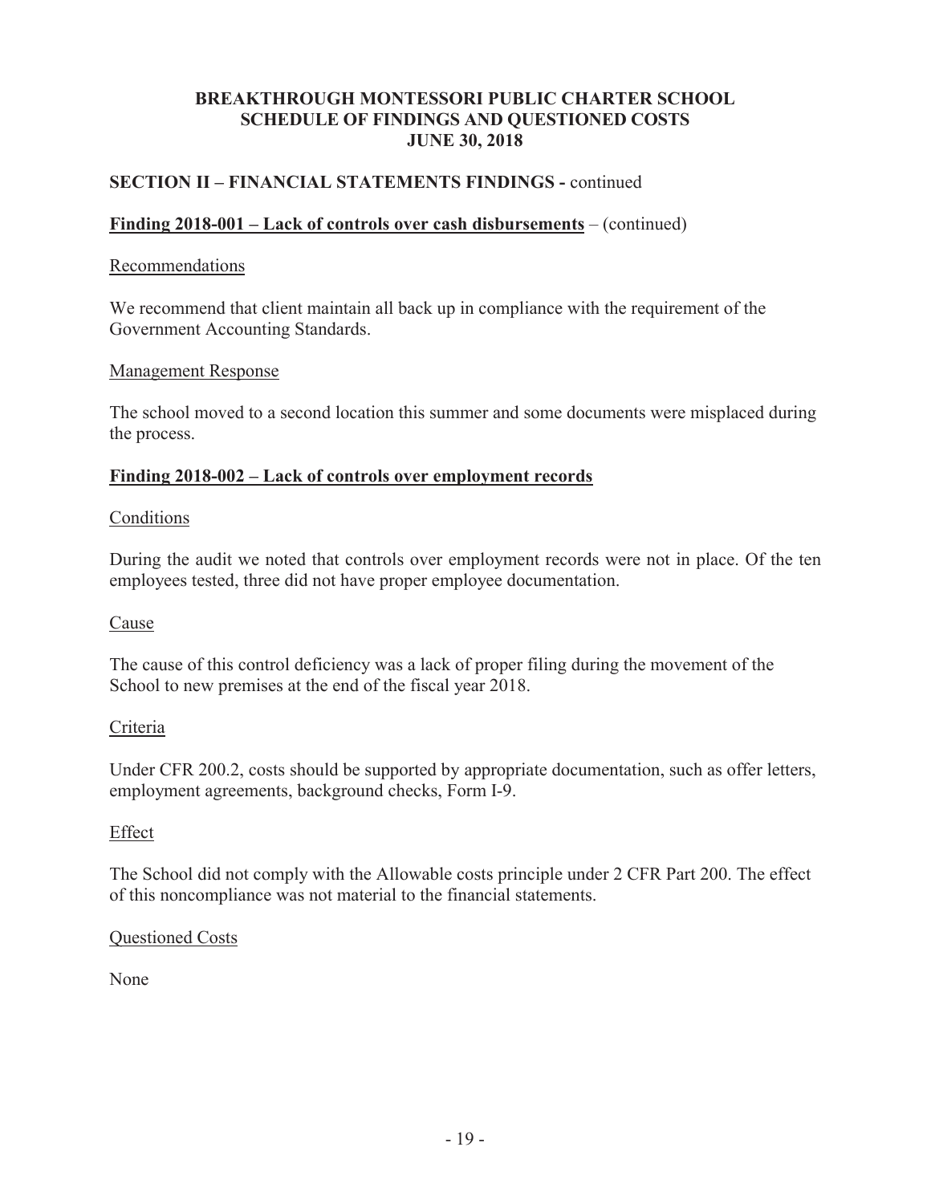# BREAKTHROUGH MONTESSORI PUBLIC CHARTER SCHOOL
# SCHEDULE OF FINDINGS AND QUESTIONED COSTS
# JUNE 30, 2018

## SECTION II – FINANCIAL STATEMENTS FINDINGS - continued

### Finding 2018-001 – Lack of controls over cash disbursements – (continued)

Recommendations

We recommend that client maintain all back up in compliance with the requirement of the Government Accounting Standards.

Management Response

The school moved to a second location this summer and some documents were misplaced during the process.

### Finding 2018-002 – Lack of controls over employment records

Conditions

During the audit we noted that controls over employment records were not in place. Of the ten employees tested, three did not have proper employee documentation.

Cause

The cause of this control deficiency was a lack of proper filing during the movement of the School to new premises at the end of the fiscal year 2018.

Criteria

Under CFR 200.2, costs should be supported by appropriate documentation, such as offer letters, employment agreements, background checks, Form I-9.

Effect

The School did not comply with the Allowable costs principle under 2 CFR Part 200. The effect of this noncompliance was not material to the financial statements.

Questioned Costs

None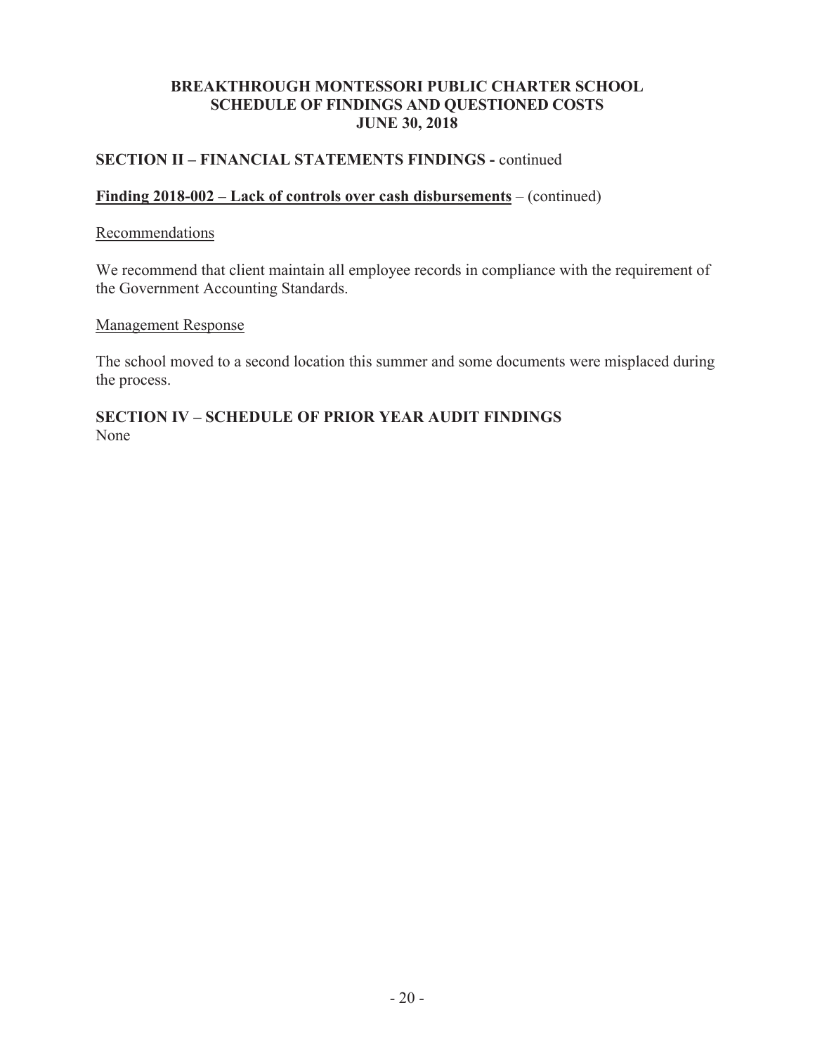# BREAKTHROUGH MONTESSORI PUBLIC CHARTER SCHOOL
## SCHEDULE OF FINDINGS AND QUESTIONED COSTS
## JUNE 30, 2018

### SECTION II – FINANCIAL STATEMENTS FINDINGS - continued

**Finding 2018-002 – Lack of controls over cash disbursements** – (continued)

Recommendations

We recommend that client maintain all employee records in compliance with the requirement of the Government Accounting Standards.

Management Response

The school moved to a second location this summer and some documents were misplaced during the process.

### SECTION IV – SCHEDULE OF PRIOR YEAR AUDIT FINDINGS

None